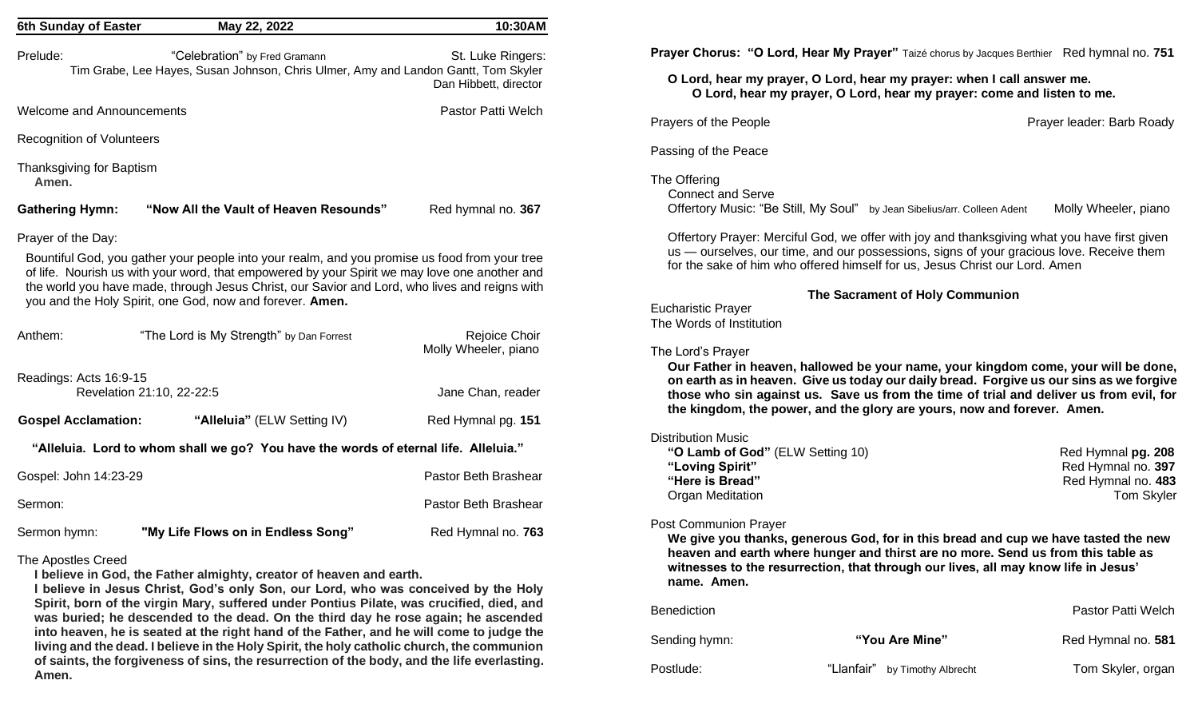**6th Sunday of Easter** **May 22, 2022** **10:30AM**

Prelude: "Celebration" by Fred Gramann — St. Luke Ringers:
Tim Grabe, Lee Hayes, Susan Johnson, Chris Ulmer, Amy and Landon Gantt, Tom Skyler
Dan Hibbett, director

Welcome and Announcements — Pastor Patti Welch

Recognition of Volunteers

Thanksgiving for Baptism
**Amen.**

**Gathering Hymn: "Now All the Vault of Heaven Resounds"** — Red hymnal no. **367**

Prayer of the Day:

Bountiful God, you gather your people into your realm, and you promise us food from your tree of life. Nourish us with your word, that empowered by your Spirit we may love one another and the world you have made, through Jesus Christ, our Savior and Lord, who lives and reigns with you and the Holy Spirit, one God, now and forever. **Amen.**

Anthem: "The Lord is My Strength" by Dan Forrest — Rejoice Choir, Molly Wheeler, piano

Readings: Acts 16:9-15
Revelation 21:10, 22-22:5 — Jane Chan, reader

**Gospel Acclamation: "Alleluia"** (ELW Setting IV) — Red Hymnal pg. **151**

**"Alleluia. Lord to whom shall we go? You have the words of eternal life. Alleluia."**

Gospel: John 14:23-29 — Pastor Beth Brashear

Sermon: — Pastor Beth Brashear

Sermon hymn: **"My Life Flows on in Endless Song"** — Red Hymnal no. **763**

The Apostles Creed

**I believe in God, the Father almighty, creator of heaven and earth.**
**I believe in Jesus Christ, God's only Son, our Lord, who was conceived by the Holy Spirit, born of the virgin Mary, suffered under Pontius Pilate, was crucified, died, and was buried; he descended to the dead. On the third day he rose again; he ascended into heaven, he is seated at the right hand of the Father, and he will come to judge the living and the dead. I believe in the Holy Spirit, the holy catholic church, the communion of saints, the forgiveness of sins, the resurrection of the body, and the life everlasting. Amen.**

**Prayer Chorus: "O Lord, Hear My Prayer"** Taizé chorus by Jacques Berthier — Red hymnal no. **751**

**O Lord, hear my prayer, O Lord, hear my prayer: when I call answer me.**
**O Lord, hear my prayer, O Lord, hear my prayer: come and listen to me.**

Prayers of the People — Prayer leader: Barb Roady

Passing of the Peace

The Offering
Connect and Serve
Offertory Music: "Be Still, My Soul" by Jean Sibelius/arr. Colleen Adent — Molly Wheeler, piano

Offertory Prayer: Merciful God, we offer with joy and thanksgiving what you have first given us — ourselves, our time, and our possessions, signs of your gracious love. Receive them for the sake of him who offered himself for us, Jesus Christ our Lord. Amen

**The Sacrament of Holy Communion**

Eucharistic Prayer
The Words of Institution

The Lord's Prayer
**Our Father in heaven, hallowed be your name, your kingdom come, your will be done, on earth as in heaven. Give us today our daily bread. Forgive us our sins as we forgive those who sin against us. Save us from the time of trial and deliver us from evil, for the kingdom, the power, and the glory are yours, now and forever. Amen.**

Distribution Music
**"O Lamb of God"** (ELW Setting 10) — Red Hymnal **pg. 208**
**"Loving Spirit"** — Red Hymnal no. **397**
**"Here is Bread"** — Red Hymnal no. **483**
Organ Meditation — Tom Skyler

Post Communion Prayer
**We give you thanks, generous God, for in this bread and cup we have tasted the new heaven and earth where hunger and thirst are no more. Send us from this table as witnesses to the resurrection, that through our lives, all may know life in Jesus' name. Amen.**

Benediction — Pastor Patti Welch

Sending hymn: **"You Are Mine"** — Red Hymnal no. **581**

Postlude: "Llanfair" by Timothy Albrecht — Tom Skyler, organ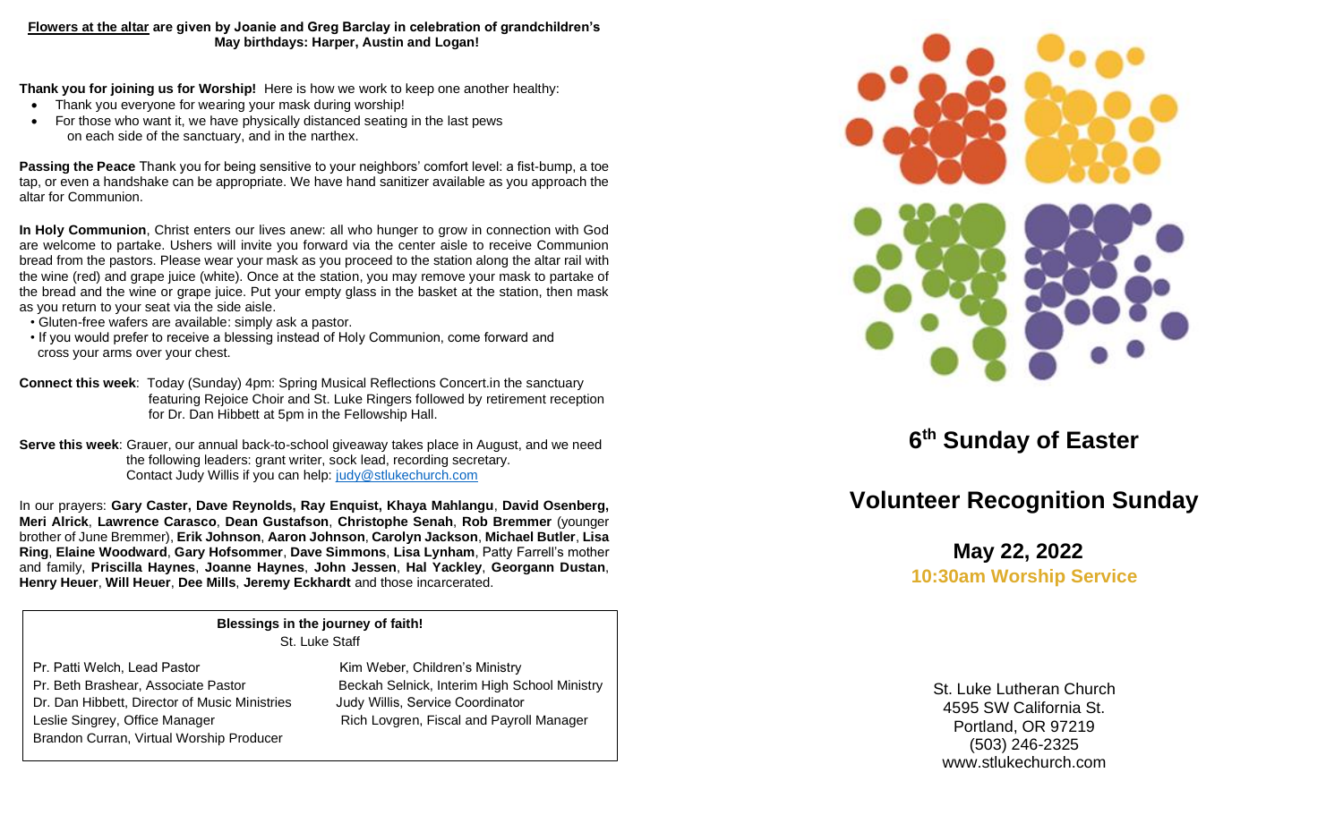**Flowers at the altar are given by Joanie and Greg Barclay in celebration of grandchildren's May birthdays: Harper, Austin and Logan!**

**Thank you for joining us for Worship!** Here is how we work to keep one another healthy:

- Thank you everyone for wearing your mask during worship!
- For those who want it, we have physically distanced seating in the last pews on each side of the sanctuary, and in the narthex.

**Passing the Peace** Thank you for being sensitive to your neighbors' comfort level: a fist-bump, a toe tap, or even a handshake can be appropriate. We have hand sanitizer available as you approach the altar for Communion.

**In Holy Communion**, Christ enters our lives anew: all who hunger to grow in connection with God are welcome to partake. Ushers will invite you forward via the center aisle to receive Communion bread from the pastors. Please wear your mask as you proceed to the station along the altar rail with the wine (red) and grape juice (white). Once at the station, you may remove your mask to partake of the bread and the wine or grape juice. Put your empty glass in the basket at the station, then mask as you return to your seat via the side aisle.

- Gluten-free wafers are available: simply ask a pastor.
- If you would prefer to receive a blessing instead of Holy Communion, come forward and cross your arms over your chest.

**Connect this week**: Today (Sunday) 4pm: Spring Musical Reflections Concert.in the sanctuary featuring Rejoice Choir and St. Luke Ringers followed by retirement reception for Dr. Dan Hibbett at 5pm in the Fellowship Hall.

**Serve this week**: Grauer, our annual back-to-school giveaway takes place in August, and we need the following leaders: grant writer, sock lead, recording secretary. Contact Judy Willis if you can help: judy@stlukechurch.com

In our prayers: **Gary Caster, Dave Reynolds, Ray Enquist, Khaya Mahlangu**, **David Osenberg, Meri Alrick**, **Lawrence Carasco**, **Dean Gustafson**, **Christophe Senah**, **Rob Bremmer** (younger brother of June Bremmer), **Erik Johnson**, **Aaron Johnson**, **Carolyn Jackson**, **Michael Butler**, **Lisa Ring**, **Elaine Woodward**, **Gary Hofsommer**, **Dave Simmons**, **Lisa Lynham**, Patty Farrell's mother and family, **Priscilla Haynes**, **Joanne Haynes**, **John Jessen**, **Hal Yackley**, **Georgann Dustan**, **Henry Heuer**, **Will Heuer**, **Dee Mills**, **Jeremy Eckhardt** and those incarcerated.

**Blessings in the journey of faith!**

St. Luke Staff

Pr. Patti Welch, Lead Pastor
Pr. Beth Brashear, Associate Pastor
Dr. Dan Hibbett, Director of Music Ministries
Leslie Singrey, Office Manager
Brandon Curran, Virtual Worship Producer
Kim Weber, Children's Ministry
Beckah Selnick, Interim High School Ministry
Judy Willis, Service Coordinator
Rich Lovgren, Fiscal and Payroll Manager

# 6th Sunday of Easter

# Volunteer Recognition Sunday

## May 22, 2022

**10:30am Worship Service**

St. Luke Lutheran Church
4595 SW California St.
Portland, OR 97219
(503) 246-2325
www.stlukechurch.com